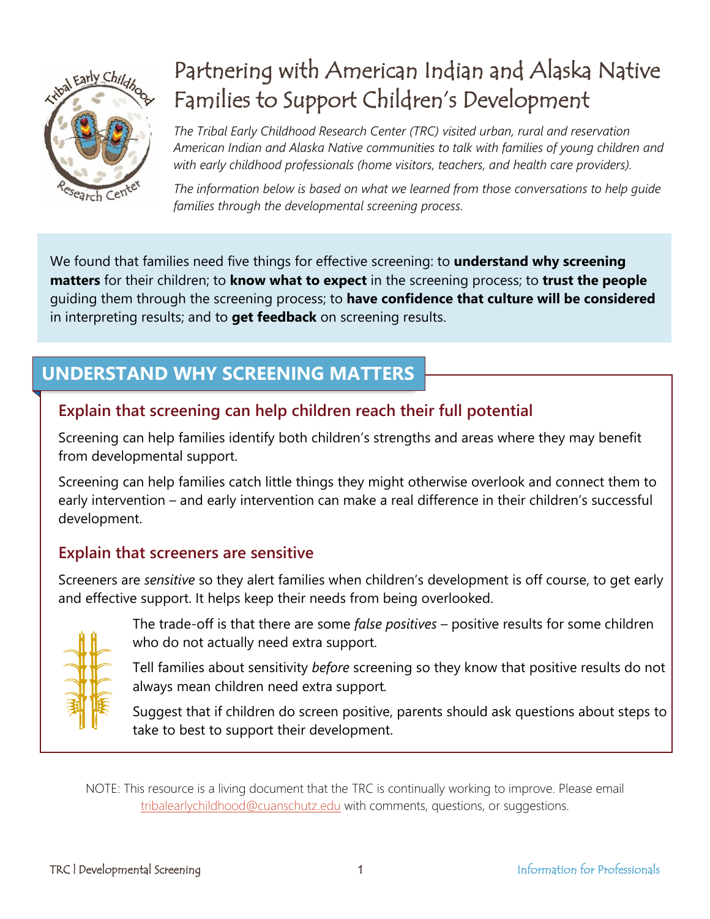# Partnering with American Indian and Alaska Native Families to Support Children's Development

*The Tribal Early Childhood Research Center (TRC) visited urban, rural and reservation American Indian and Alaska Native communities to talk with families of young children and with early childhood professionals (home visitors, teachers, and health care providers).*

*The information below is based on what we learned from those conversations to help guide families through the developmental screening process.*

We found that families need five things for effective screening: to **understand why screening matters** for their children; to **know what to expect** in the screening process; to **trust the people** guiding them through the screening process; to **have confidence that culture will be considered** in interpreting results; and to **get feedback** on screening results.

## UNDERSTAND WHY SCREENING MATTERS

### Explain that screening can help children reach their full potential

Screening can help families identify both children's strengths and areas where they may benefit from developmental support.

Screening can help families catch little things they might otherwise overlook and connect them to early intervention – and early intervention can make a real difference in their children's successful development.

### Explain that screeners are sensitive

Screeners are *sensitive* so they alert families when children's development is off course, to get early and effective support. It helps keep their needs from being overlooked.

The trade-off is that there are some *false positives* – positive results for some children who do not actually need extra support.

Tell families about sensitivity *before* screening so they know that positive results do not always mean children need extra support.

Suggest that if children do screen positive, parents should ask questions about steps to take to best to support their development.

NOTE: This resource is a living document that the TRC is continually working to improve. Please email tribalearlychildhood@cuanschutz.edu with comments, questions, or suggestions.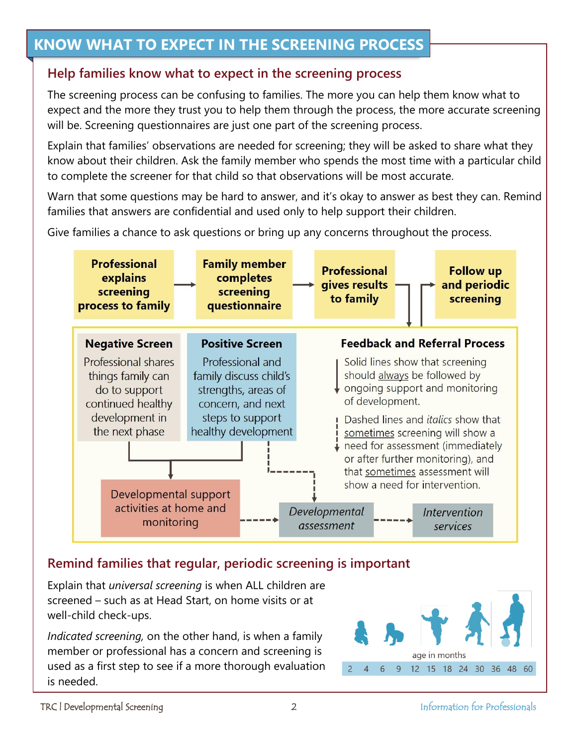# KNOW WHAT TO EXPECT IN THE SCREENING PROCESS

## Help families know what to expect in the screening process

The screening process can be confusing to families. The more you can help them know what to expect and the more they trust you to help them through the process, the more accurate screening will be. Screening questionnaires are just one part of the screening process.

Explain that families' observations are needed for screening; they will be asked to share what they know about their children. Ask the family member who spends the most time with a particular child to complete the screener for that child so that observations will be most accurate.

Warn that some questions may be hard to answer, and it's okay to answer as best they can. Remind families that answers are confidential and used only to help support their children.

Give families a chance to ask questions or bring up any concerns throughout the process.

**Professional explains screening process to family** → **Family member completes screening questionnaire** → **Professional gives results to family** → **Follow up and periodic screening**

**Negative Screen**
Professional shares things family can do to support continued healthy development in the next phase

**Positive Screen**
Professional and family discuss child's strengths, areas of concern, and next steps to support healthy development

Developmental support activities at home and monitoring

*Developmental assessment*

*Intervention services*

**Feedback and Referral Process**

Solid lines show that screening should <u>always</u> be followed by ongoing support and monitoring of development.

Dashed lines and *italics* show that <u>sometimes</u> screening will show a need for assessment (immediately or after further monitoring), and that <u>sometimes</u> assessment will show a need for intervention.

## Remind families that regular, periodic screening is important

Explain that *universal screening* is when ALL children are screened – such as at Head Start, on home visits or at well-child check-ups.

*Indicated screening,* on the other hand, is when a family member or professional has a concern and screening is used as a first step to see if a more thorough evaluation is needed.

age in months

2 4 6 9 12 15 18 24 30 36 48 60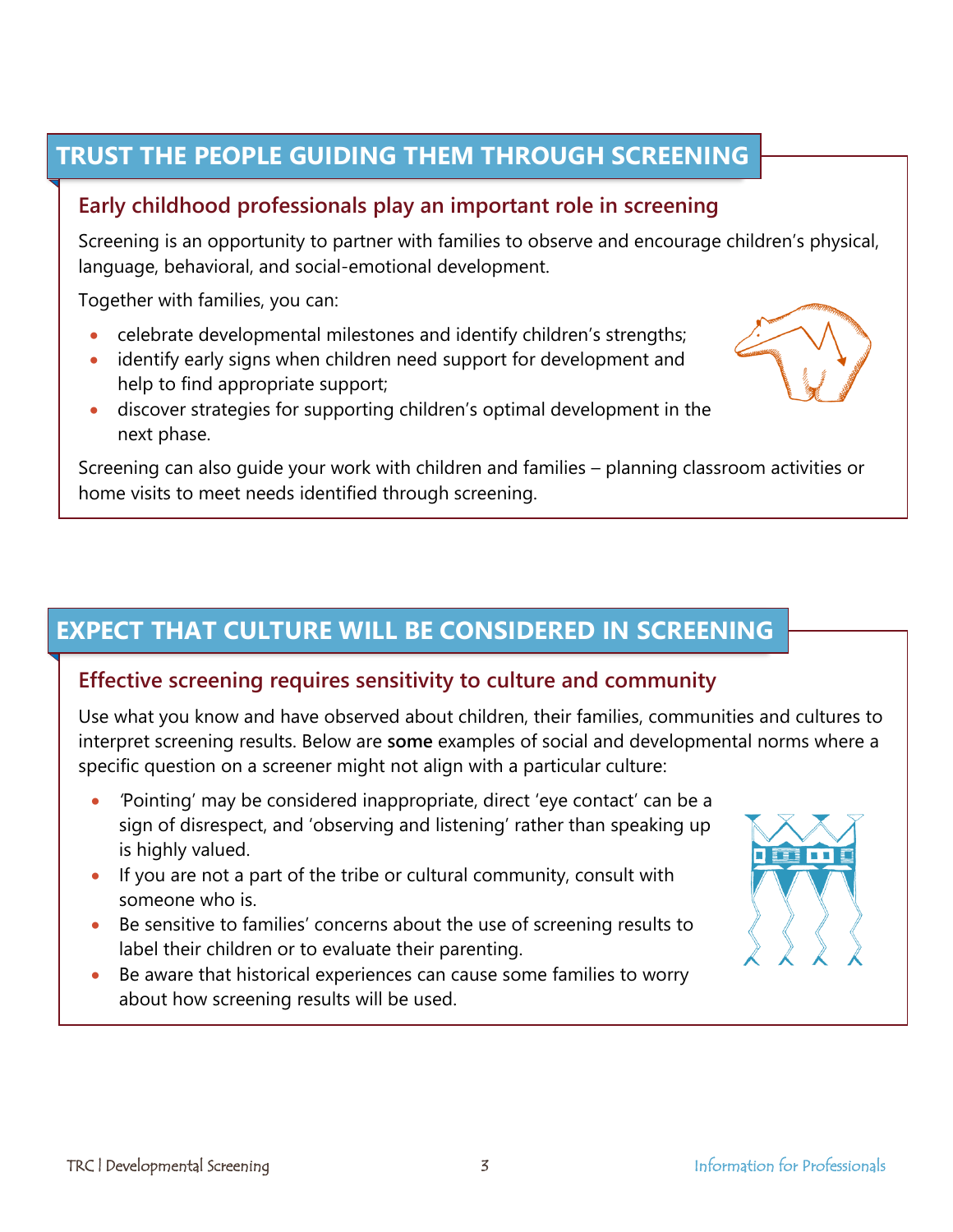## TRUST THE PEOPLE GUIDING THEM THROUGH SCREENING

### Early childhood professionals play an important role in screening

Screening is an opportunity to partner with families to observe and encourage children's physical, language, behavioral, and social-emotional development.

Together with families, you can:

- celebrate developmental milestones and identify children's strengths;
- identify early signs when children need support for development and help to find appropriate support;
- discover strategies for supporting children's optimal development in the next phase.

Screening can also guide your work with children and families – planning classroom activities or home visits to meet needs identified through screening.

## EXPECT THAT CULTURE WILL BE CONSIDERED IN SCREENING

### Effective screening requires sensitivity to culture and community

Use what you know and have observed about children, their families, communities and cultures to interpret screening results. Below are **some** examples of social and developmental norms where a specific question on a screener might not align with a particular culture:

- 'Pointing' may be considered inappropriate, direct 'eye contact' can be a sign of disrespect, and 'observing and listening' rather than speaking up is highly valued.
- If you are not a part of the tribe or cultural community, consult with someone who is.
- Be sensitive to families' concerns about the use of screening results to label their children or to evaluate their parenting.
- Be aware that historical experiences can cause some families to worry about how screening results will be used.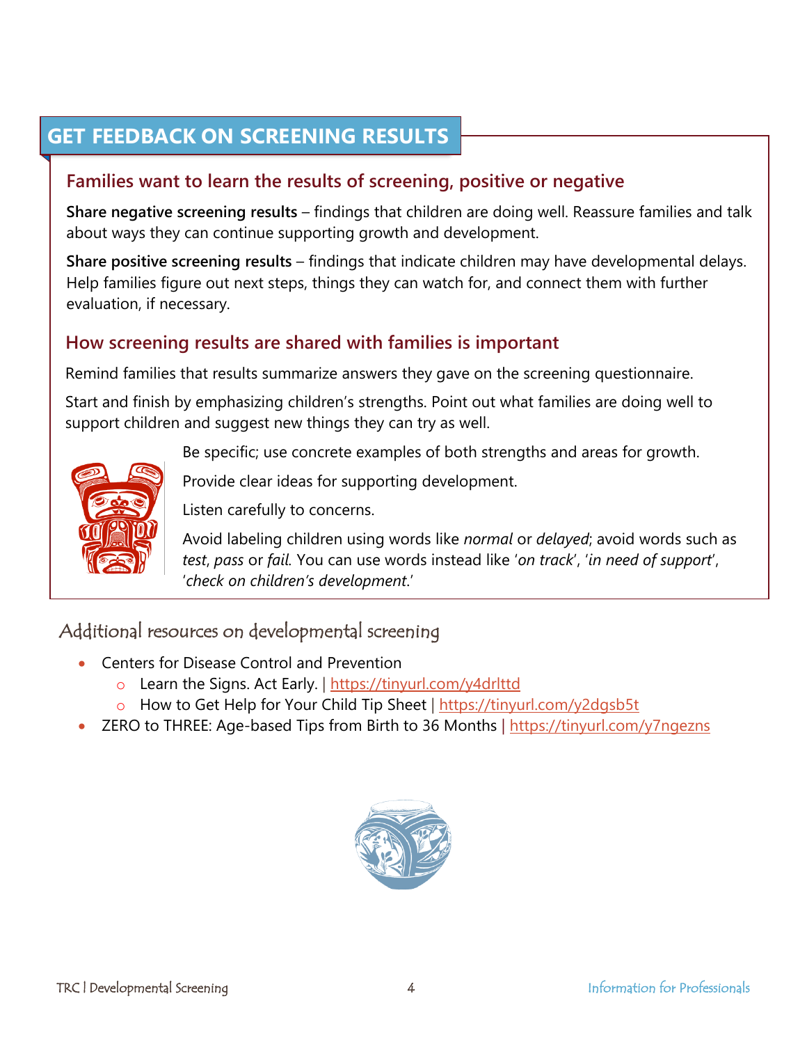## GET FEEDBACK ON SCREENING RESULTS

### Families want to learn the results of screening, positive or negative

**Share negative screening results** – findings that children are doing well. Reassure families and talk about ways they can continue supporting growth and development.

**Share positive screening results** – findings that indicate children may have developmental delays. Help families figure out next steps, things they can watch for, and connect them with further evaluation, if necessary.

### How screening results are shared with families is important

Remind families that results summarize answers they gave on the screening questionnaire.

Start and finish by emphasizing children's strengths. Point out what families are doing well to support children and suggest new things they can try as well.

Be specific; use concrete examples of both strengths and areas for growth.

Provide clear ideas for supporting development.

Listen carefully to concerns.

Avoid labeling children using words like *normal* or *delayed*; avoid words such as *test*, *pass* or *fail*. You can use words instead like '*on track*', '*in need of support*', '*check on children's development*.'

## Additional resources on developmental screening

- Centers for Disease Control and Prevention
  - Learn the Signs. Act Early. | https://tinyurl.com/y4drlttd
  - How to Get Help for Your Child Tip Sheet | https://tinyurl.com/y2dgsb5t
- ZERO to THREE: Age-based Tips from Birth to 36 Months | https://tinyurl.com/y7ngezns